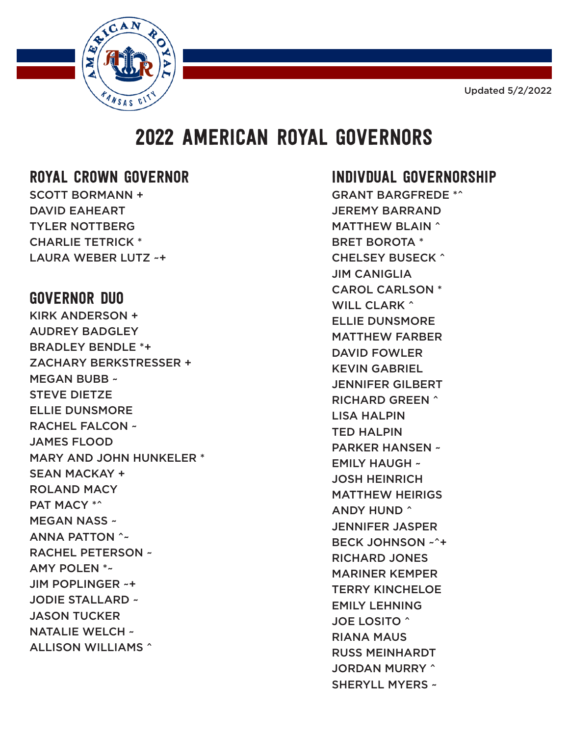Updated 5/2/2022

# 2022 AMERICAN ROYAL GOVERNORS

## ROYAL CROWN GOVERNOR

SCOTT BORMANN +
DAVID EAHEART
TYLER NOTTBERG
CHARLIE TETRICK *
LAURA WEBER LUTZ ~+

## GOVERNOR DUO

KIRK ANDERSON +
AUDREY BADGLEY
BRADLEY BENDLE *+
ZACHARY BERKSTRESSER +
MEGAN BUBB ~
STEVE DIETZE
ELLIE DUNSMORE
RACHEL FALCON ~
JAMES FLOOD
MARY AND JOHN HUNKELER *
SEAN MACKAY +
ROLAND MACY
PAT MACY *^
MEGAN NASS ~
ANNA PATTON ^~
RACHEL PETERSON ~
AMY POLEN *~
JIM POPLINGER ~+
JODIE STALLARD ~
JASON TUCKER
NATALIE WELCH ~
ALLISON WILLIAMS ^

## INDIVDUAL GOVERNORSHIP

GRANT BARGFREDE *^
JEREMY BARRAND
MATTHEW BLAIN ^
BRET BOROTA *
CHELSEY BUSECK ^
JIM CANIGLIA
CAROL CARLSON *
WILL CLARK ^
ELLIE DUNSMORE
MATTHEW FARBER
DAVID FOWLER
KEVIN GABRIEL
JENNIFER GILBERT
RICHARD GREEN ^
LISA HALPIN
TED HALPIN
PARKER HANSEN ~
EMILY HAUGH ~
JOSH HEINRICH
MATTHEW HEIRIGS
ANDY HUND ^
JENNIFER JASPER
BECK JOHNSON ~^+
RICHARD JONES
MARINER KEMPER
TERRY KINCHELOE
EMILY LEHNING
JOE LOSITO ^
RIANA MAUS
RUSS MEINHARDT
JORDAN MURRY ^
SHERYLL MYERS ~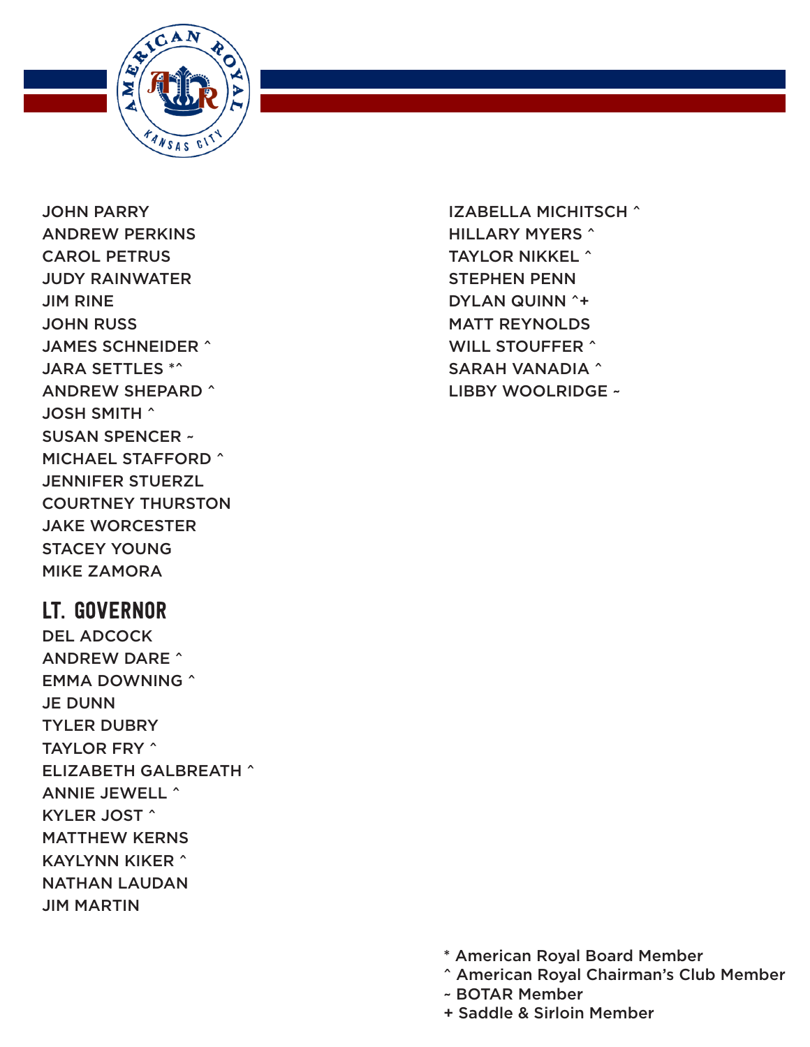JOHN PARRY
ANDREW PERKINS
CAROL PETRUS
JUDY RAINWATER
JIM RINE
JOHN RUSS
JAMES SCHNEIDER ^
JARA SETTLES *^
ANDREW SHEPARD ^
JOSH SMITH ^
SUSAN SPENCER ~
MICHAEL STAFFORD ^
JENNIFER STUERZL
COURTNEY THURSTON
JAKE WORCESTER
STACEY YOUNG
MIKE ZAMORA

## LT. GOVERNOR

DEL ADCOCK
ANDREW DARE ^
EMMA DOWNING ^
JE DUNN
TYLER DUBRY
TAYLOR FRY ^
ELIZABETH GALBREATH ^
ANNIE JEWELL ^
KYLER JOST ^
MATTHEW KERNS
KAYLYNN KIKER ^
NATHAN LAUDAN
JIM MARTIN
IZABELLA MICHITSCH ^
HILLARY MYERS ^
TAYLOR NIKKEL ^
STEPHEN PENN
DYLAN QUINN ^+
MATT REYNOLDS
WILL STOUFFER ^
SARAH VANADIA ^
LIBBY WOOLRIDGE ~

\* American Royal Board Member
^ American Royal Chairman's Club Member
~ BOTAR Member
+ Saddle & Sirloin Member